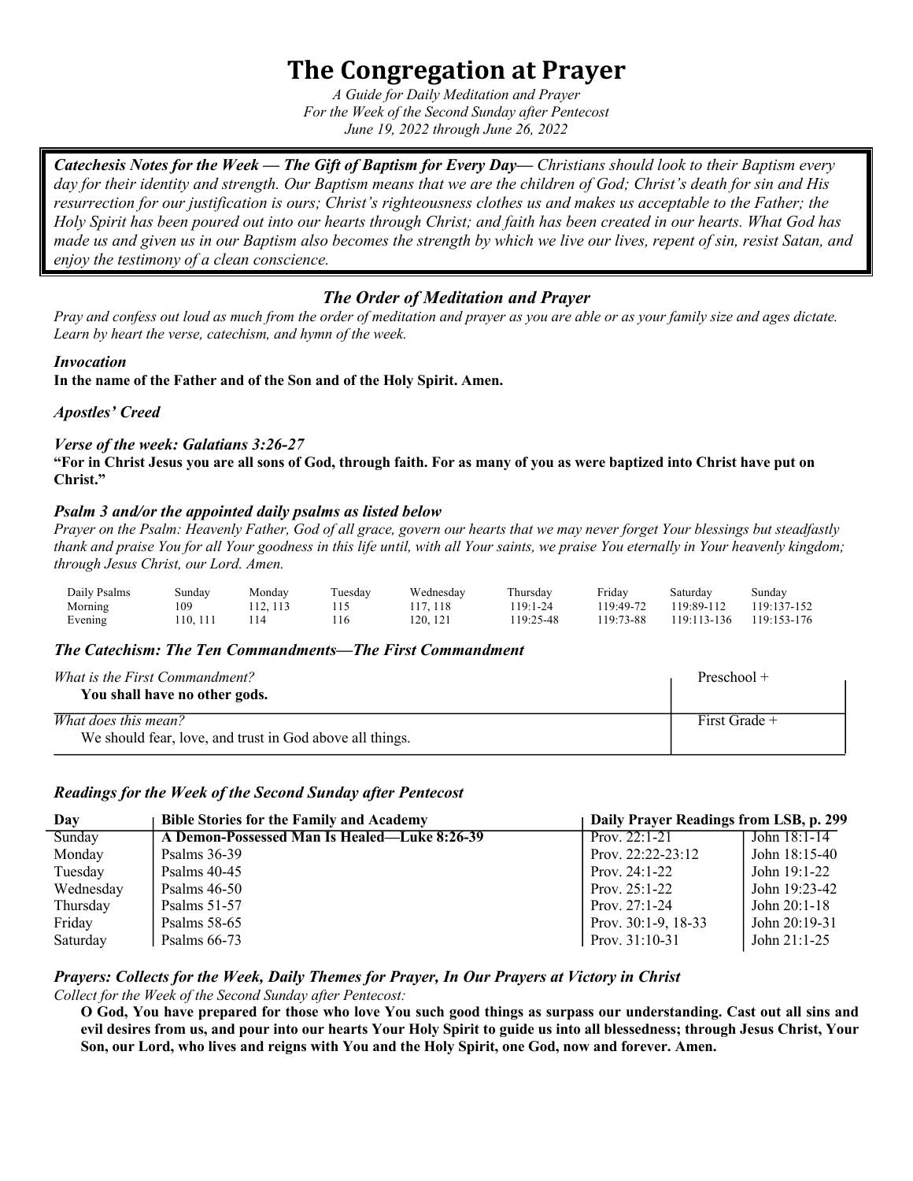# The Congregation at Prayer

*A Guide for Daily Meditation and Prayer*
*For the Week of the Second Sunday after Pentecost*
*June 19, 2022 through June 26, 2022*

***Catechesis Notes for the Week — The Gift of Baptism for Every Day—*** *Christians should look to their Baptism every day for their identity and strength. Our Baptism means that we are the children of God; Christ's death for sin and His resurrection for our justification is ours; Christ's righteousness clothes us and makes us acceptable to the Father; the Holy Spirit has been poured out into our hearts through Christ; and faith has been created in our hearts. What God has made us and given us in our Baptism also becomes the strength by which we live our lives, repent of sin, resist Satan, and enjoy the testimony of a clean conscience.*

## *The Order of Meditation and Prayer*

*Pray and confess out loud as much from the order of meditation and prayer as you are able or as your family size and ages dictate. Learn by heart the verse, catechism, and hymn of the week.*

### *Invocation*

**In the name of the Father and of the Son and of the Holy Spirit. Amen.**

### *Apostles' Creed*

### *Verse of the week: Galatians 3:26-27*

**"For in Christ Jesus you are all sons of God, through faith. For as many of you as were baptized into Christ have put on Christ."**

### *Psalm 3 and/or the appointed daily psalms as listed below*

*Prayer on the Psalm: Heavenly Father, God of all grace, govern our hearts that we may never forget Your blessings but steadfastly thank and praise You for all Your goodness in this life until, with all Your saints, we praise You eternally in Your heavenly kingdom; through Jesus Christ, our Lord. Amen.*

| Daily Psalms | Sunday | Monday | Tuesday | Wednesday | Thursday | Friday | Saturday | Sunday |
|---|---|---|---|---|---|---|---|---|
| Morning | 109 | 112, 113 | 115 | 117, 118 | 119:1-24 | 119:49-72 | 119:89-112 | 119:137-152 |
| Evening | 110, 111 | 114 | 116 | 120, 121 | 119:25-48 | 119:73-88 | 119:113-136 | 119:153-176 |

### *The Catechism: The Ten Commandments—The First Commandment*

| | |
|---|---|
| *What is the First Commandment?*<br>**You shall have no other gods.** | Preschool + |
| *What does this mean?*<br>We should fear, love, and trust in God above all things. | First Grade + |

### *Readings for the Week of the Second Sunday after Pentecost*

| Day | Bible Stories for the Family and Academy | Daily Prayer Readings from LSB, p. 299 | |
|---|---|---|---|
| Sunday | **A Demon-Possessed Man Is Healed—Luke 8:26-39** | Prov. 22:1-21 | John 18:1-14 |
| Monday | Psalms 36-39 | Prov. 22:22-23:12 | John 18:15-40 |
| Tuesday | Psalms 40-45 | Prov. 24:1-22 | John 19:1-22 |
| Wednesday | Psalms 46-50 | Prov. 25:1-22 | John 19:23-42 |
| Thursday | Psalms 51-57 | Prov. 27:1-24 | John 20:1-18 |
| Friday | Psalms 58-65 | Prov. 30:1-9, 18-33 | John 20:19-31 |
| Saturday | Psalms 66-73 | Prov. 31:10-31 | John 21:1-25 |

### *Prayers: Collects for the Week, Daily Themes for Prayer, In Our Prayers at Victory in Christ*

*Collect for the Week of the Second Sunday after Pentecost:*

**O God, You have prepared for those who love You such good things as surpass our understanding. Cast out all sins and evil desires from us, and pour into our hearts Your Holy Spirit to guide us into all blessedness; through Jesus Christ, Your Son, our Lord, who lives and reigns with You and the Holy Spirit, one God, now and forever. Amen.**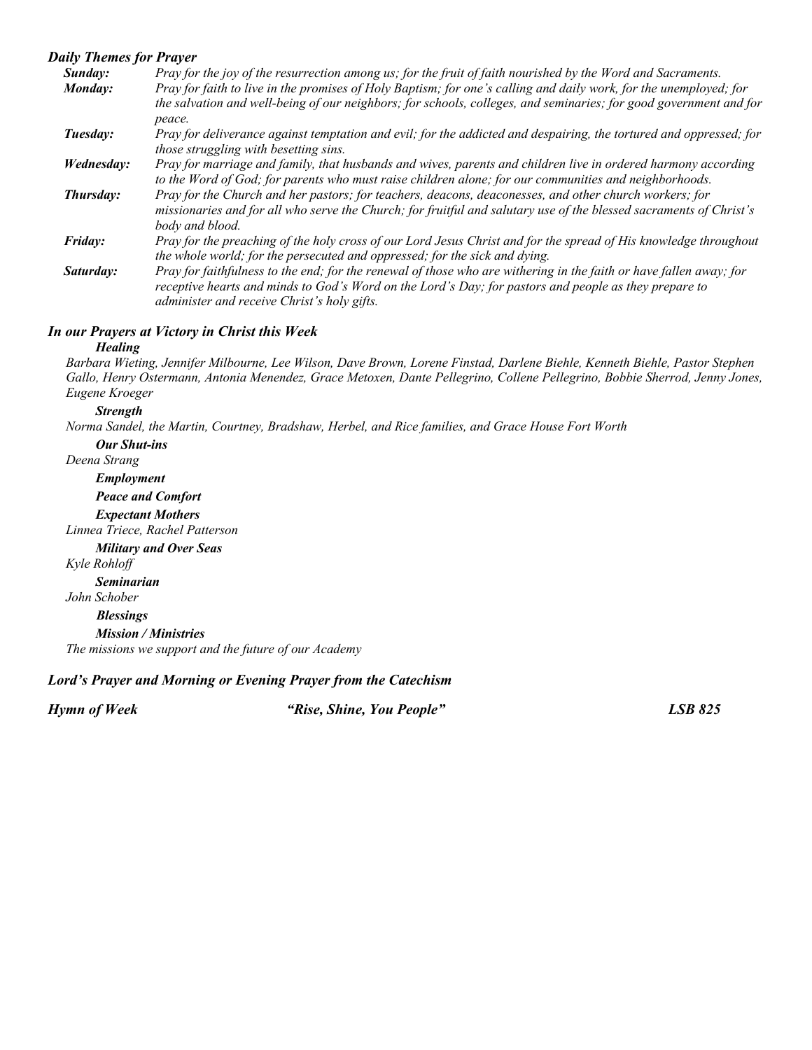### *Daily Themes for Prayer*

***Sunday:*** *Pray for the joy of the resurrection among us; for the fruit of faith nourished by the Word and Sacraments.*

***Monday:*** *Pray for faith to live in the promises of Holy Baptism; for one's calling and daily work, for the unemployed; for the salvation and well-being of our neighbors; for schools, colleges, and seminaries; for good government and for peace.*

***Tuesday:*** *Pray for deliverance against temptation and evil; for the addicted and despairing, the tortured and oppressed; for those struggling with besetting sins.*

***Wednesday:*** *Pray for marriage and family, that husbands and wives, parents and children live in ordered harmony according to the Word of God; for parents who must raise children alone; for our communities and neighborhoods.*

***Thursday:*** *Pray for the Church and her pastors; for teachers, deacons, deaconesses, and other church workers; for missionaries and for all who serve the Church; for fruitful and salutary use of the blessed sacraments of Christ's body and blood.*

***Friday:*** *Pray for the preaching of the holy cross of our Lord Jesus Christ and for the spread of His knowledge throughout the whole world; for the persecuted and oppressed; for the sick and dying.*

***Saturday:*** *Pray for faithfulness to the end; for the renewal of those who are withering in the faith or have fallen away; for receptive hearts and minds to God's Word on the Lord's Day; for pastors and people as they prepare to administer and receive Christ's holy gifts.*

### *In our Prayers at Victory in Christ this Week*

***Healing***

*Barbara Wieting, Jennifer Milbourne, Lee Wilson, Dave Brown, Lorene Finstad, Darlene Biehle, Kenneth Biehle, Pastor Stephen Gallo, Henry Ostermann, Antonia Menendez, Grace Metoxen, Dante Pellegrino, Collene Pellegrino, Bobbie Sherrod, Jenny Jones, Eugene Kroeger*

***Strength***

*Norma Sandel, the Martin, Courtney, Bradshaw, Herbel, and Rice families, and Grace House Fort Worth*

***Our Shut-ins***

*Deena Strang*

***Employment***

***Peace and Comfort***

***Expectant Mothers***

*Linnea Triece, Rachel Patterson*

***Military and Over Seas***

*Kyle Rohloff*

***Seminarian***

*John Schober*

***Blessings***

***Mission / Ministries***

*The missions we support and the future of our Academy*

### *Lord's Prayer and Morning or Evening Prayer from the Catechism*

***Hymn of Week*** ***"Rise, Shine, You People"*** ***LSB 825***